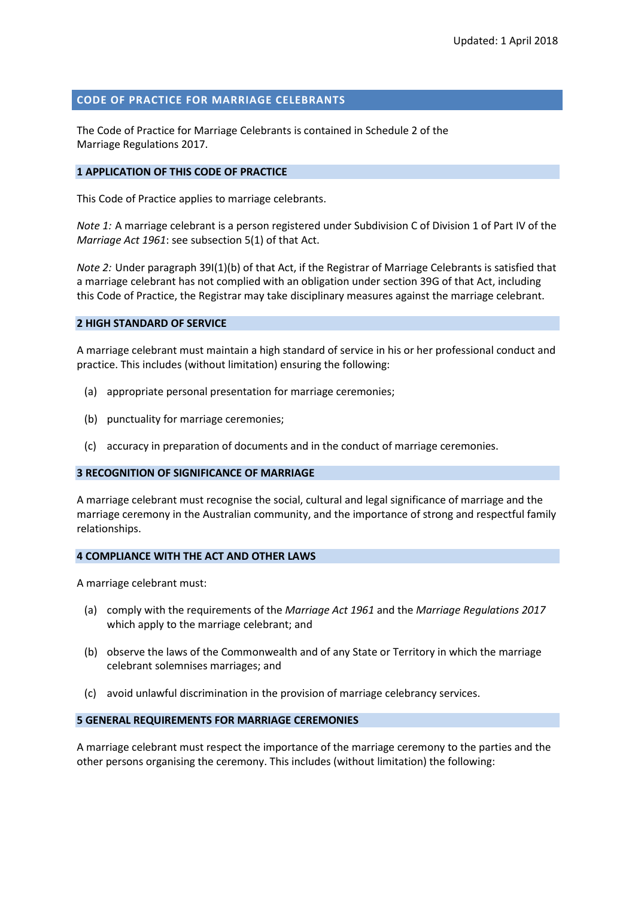Updated: 1 April 2018

# CODE OF PRACTICE FOR MARRIAGE CELEBRANTS

The Code of Practice for Marriage Celebrants is contained in Schedule 2 of the Marriage Regulations 2017.

## 1 APPLICATION OF THIS CODE OF PRACTICE

This Code of Practice applies to marriage celebrants.

*Note 1:* A marriage celebrant is a person registered under Subdivision C of Division 1 of Part IV of the *Marriage Act 1961*: see subsection 5(1) of that Act.

*Note 2:* Under paragraph 39I(1)(b) of that Act, if the Registrar of Marriage Celebrants is satisfied that a marriage celebrant has not complied with an obligation under section 39G of that Act, including this Code of Practice, the Registrar may take disciplinary measures against the marriage celebrant.

## 2 HIGH STANDARD OF SERVICE

A marriage celebrant must maintain a high standard of service in his or her professional conduct and practice. This includes (without limitation) ensuring the following:

(a) appropriate personal presentation for marriage ceremonies;

(b) punctuality for marriage ceremonies;

(c) accuracy in preparation of documents and in the conduct of marriage ceremonies.

## 3 RECOGNITION OF SIGNIFICANCE OF MARRIAGE

A marriage celebrant must recognise the social, cultural and legal significance of marriage and the marriage ceremony in the Australian community, and the importance of strong and respectful family relationships.

## 4 COMPLIANCE WITH THE ACT AND OTHER LAWS

A marriage celebrant must:

(a) comply with the requirements of the *Marriage Act 1961* and the *Marriage Regulations 2017* which apply to the marriage celebrant; and

(b) observe the laws of the Commonwealth and of any State or Territory in which the marriage celebrant solemnises marriages; and

(c) avoid unlawful discrimination in the provision of marriage celebrancy services.

## 5 GENERAL REQUIREMENTS FOR MARRIAGE CEREMONIES

A marriage celebrant must respect the importance of the marriage ceremony to the parties and the other persons organising the ceremony. This includes (without limitation) the following: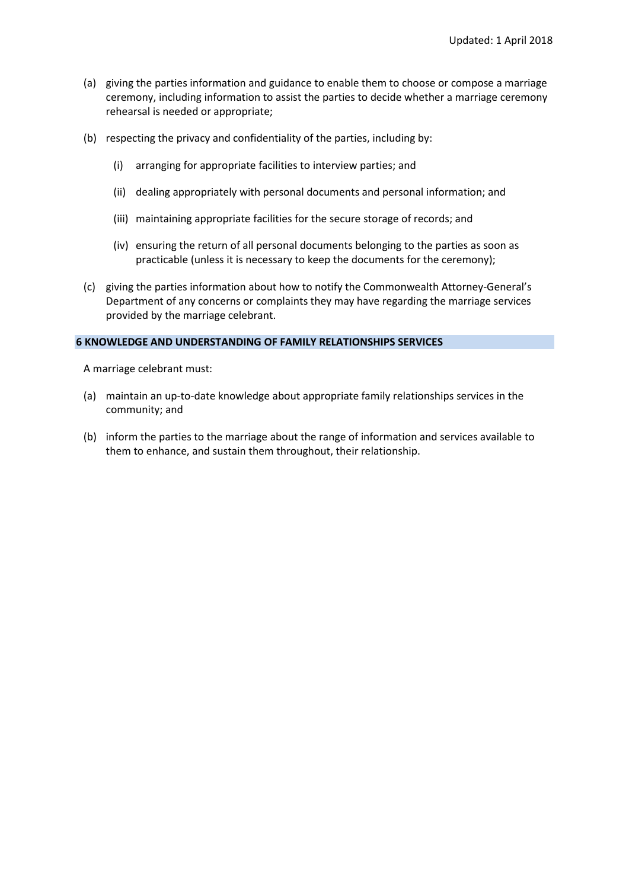(a) giving the parties information and guidance to enable them to choose or compose a marriage ceremony, including information to assist the parties to decide whether a marriage ceremony rehearsal is needed or appropriate;

(b) respecting the privacy and confidentiality of the parties, including by:

   (i) arranging for appropriate facilities to interview parties; and

   (ii) dealing appropriately with personal documents and personal information; and

   (iii) maintaining appropriate facilities for the secure storage of records; and

   (iv) ensuring the return of all personal documents belonging to the parties as soon as practicable (unless it is necessary to keep the documents for the ceremony);

(c) giving the parties information about how to notify the Commonwealth Attorney-General's Department of any concerns or complaints they may have regarding the marriage services provided by the marriage celebrant.

## 6 KNOWLEDGE AND UNDERSTANDING OF FAMILY RELATIONSHIPS SERVICES

A marriage celebrant must:

(a) maintain an up-to-date knowledge about appropriate family relationships services in the community; and

(b) inform the parties to the marriage about the range of information and services available to them to enhance, and sustain them throughout, their relationship.